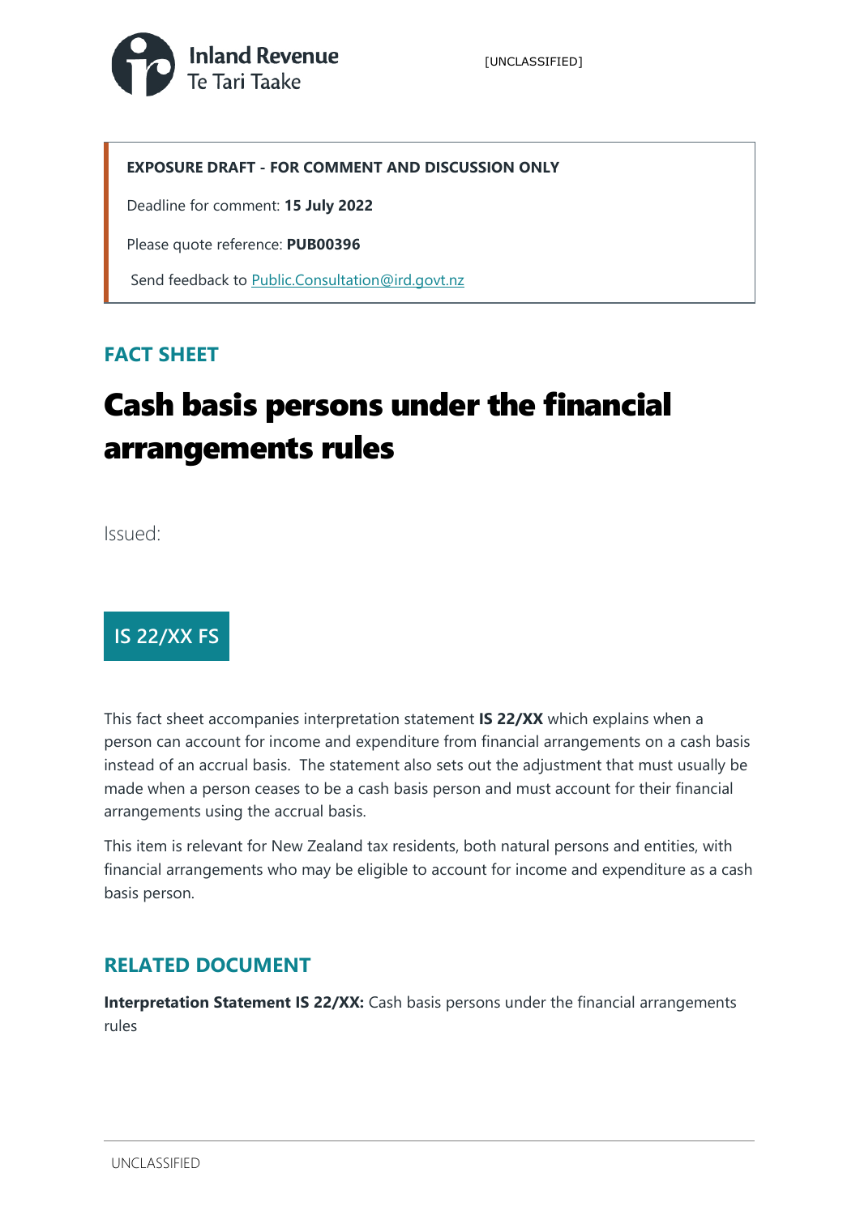Inland Revenue
Te Tari Taake

[UNCLASSIFIED]

**EXPOSURE DRAFT - FOR COMMENT AND DISCUSSION ONLY**

Deadline for comment: **15 July 2022**

Please quote reference: **PUB00396**

Send feedback to Public.Consultation@ird.govt.nz

## FACT SHEET

# Cash basis persons under the financial arrangements rules

Issued:

**IS 22/XX FS**

This fact sheet accompanies interpretation statement **IS 22/XX** which explains when a person can account for income and expenditure from financial arrangements on a cash basis instead of an accrual basis. The statement also sets out the adjustment that must usually be made when a person ceases to be a cash basis person and must account for their financial arrangements using the accrual basis.

This item is relevant for New Zealand tax residents, both natural persons and entities, with financial arrangements who may be eligible to account for income and expenditure as a cash basis person.

## RELATED DOCUMENT

**Interpretation Statement IS 22/XX:** Cash basis persons under the financial arrangements rules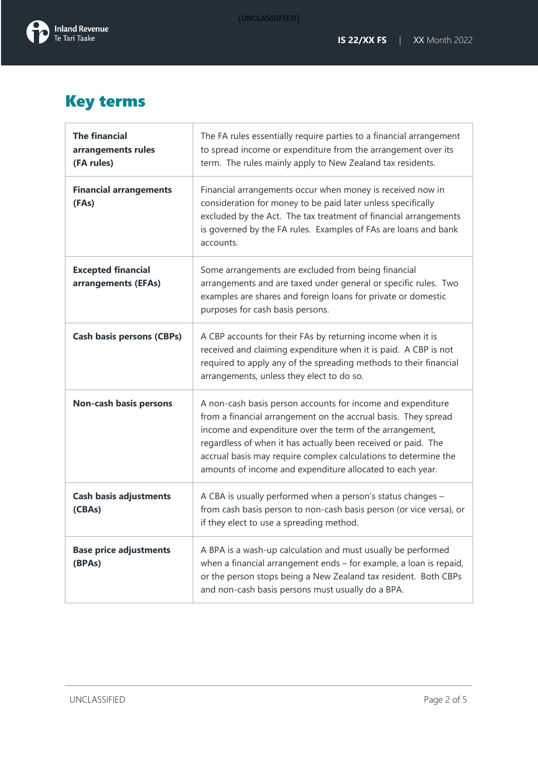# Key terms

| | |
|---|---|
| **The financial arrangements rules (FA rules)** | The FA rules essentially require parties to a financial arrangement to spread income or expenditure from the arrangement over its term. The rules mainly apply to New Zealand tax residents. |
| **Financial arrangements (FAs)** | Financial arrangements occur when money is received now in consideration for money to be paid later unless specifically excluded by the Act. The tax treatment of financial arrangements is governed by the FA rules. Examples of FAs are loans and bank accounts. |
| **Excepted financial arrangements (EFAs)** | Some arrangements are excluded from being financial arrangements and are taxed under general or specific rules. Two examples are shares and foreign loans for private or domestic purposes for cash basis persons. |
| **Cash basis persons (CBPs)** | A CBP accounts for their FAs by returning income when it is received and claiming expenditure when it is paid. A CBP is not required to apply any of the spreading methods to their financial arrangements, unless they elect to do so. |
| **Non-cash basis persons** | A non-cash basis person accounts for income and expenditure from a financial arrangement on the accrual basis. They spread income and expenditure over the term of the arrangement, regardless of when it has actually been received or paid. The accrual basis may require complex calculations to determine the amounts of income and expenditure allocated to each year. |
| **Cash basis adjustments (CBAs)** | A CBA is usually performed when a person's status changes – from cash basis person to non-cash basis person (or vice versa), or if they elect to use a spreading method. |
| **Base price adjustments (BPAs)** | A BPA is a wash-up calculation and must usually be performed when a financial arrangement ends – for example, a loan is repaid, or the person stops being a New Zealand tax resident. Both CBPs and non-cash basis persons must usually do a BPA. |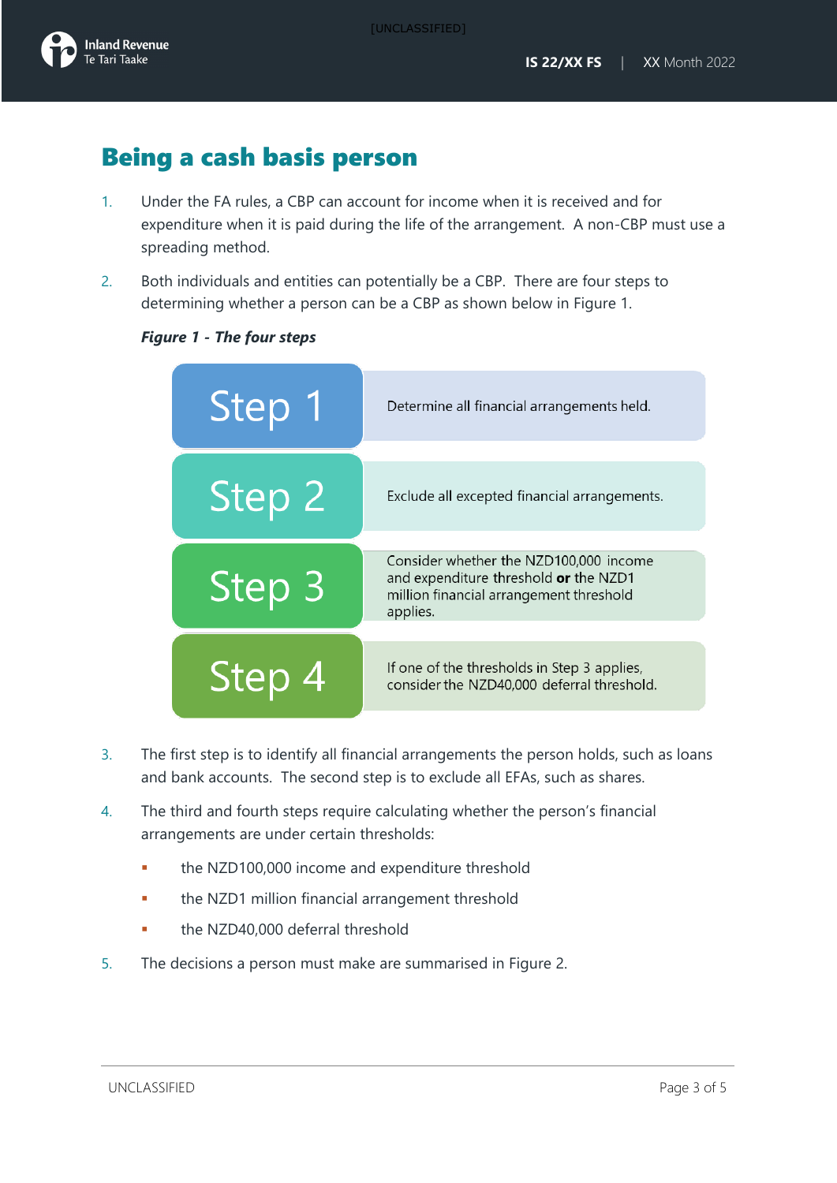# Being a cash basis person

1. Under the FA rules, a CBP can account for income when it is received and for expenditure when it is paid during the life of the arrangement. A non-CBP must use a spreading method.

2. Both individuals and entities can potentially be a CBP. There are four steps to determining whether a person can be a CBP as shown below in Figure 1.

***Figure 1 - The four steps***

| | |
|---|---|
| Step 1 | Determine all financial arrangements held. |
| Step 2 | Exclude all excepted financial arrangements. |
| Step 3 | Consider whether the NZD100,000 income and expenditure threshold **or** the NZD1 million financial arrangement threshold applies. |
| Step 4 | If one of the thresholds in Step 3 applies, consider the NZD40,000 deferral threshold. |

3. The first step is to identify all financial arrangements the person holds, such as loans and bank accounts. The second step is to exclude all EFAs, such as shares.

4. The third and fourth steps require calculating whether the person's financial arrangements are under certain thresholds:
   - the NZD100,000 income and expenditure threshold
   - the NZD1 million financial arrangement threshold
   - the NZD40,000 deferral threshold

5. The decisions a person must make are summarised in Figure 2.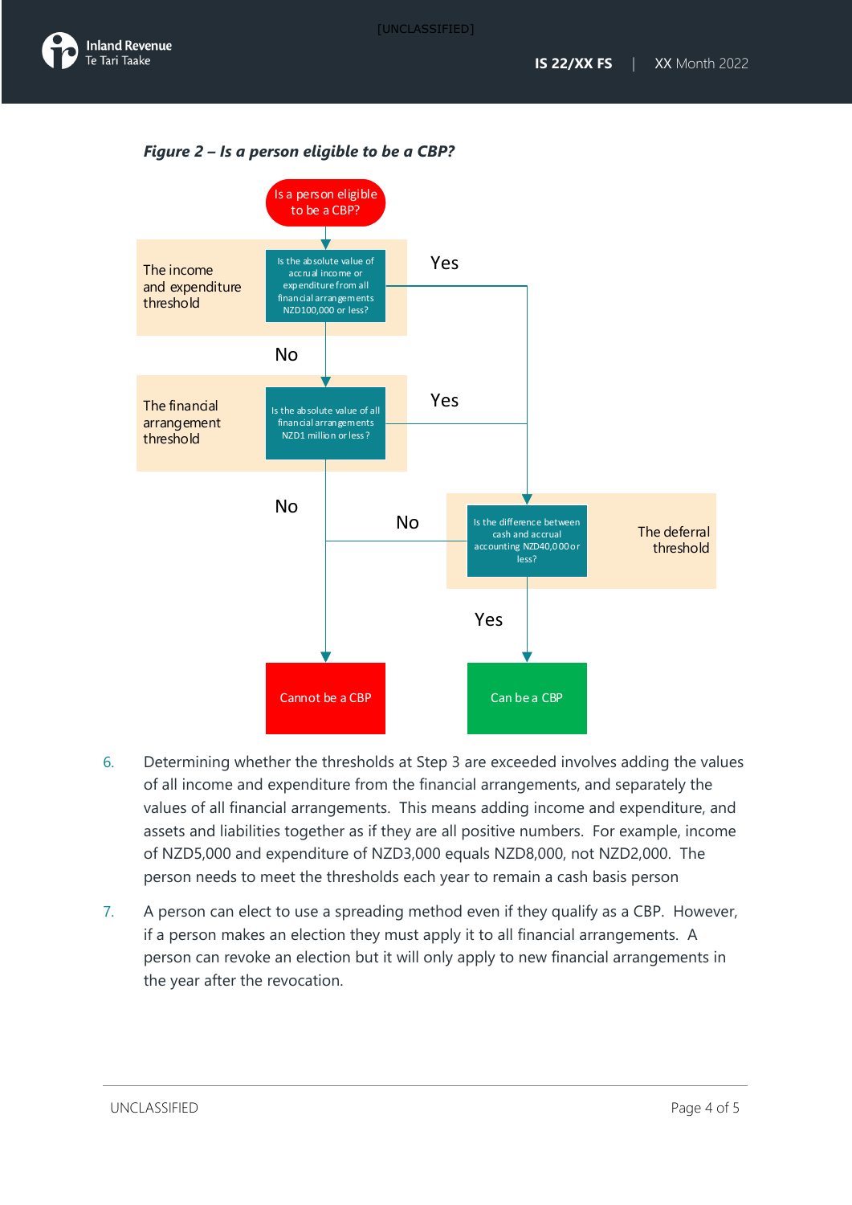*Figure 2 – Is a person eligible to be a CBP?*

Is a person eligible to be a CBP?

**The income and expenditure threshold**
Is the absolute value of accrual income or expenditure from all financial arrangements NZD100,000 or less?
- Yes → The deferral threshold
- No → The financial arrangement threshold

**The financial arrangement threshold**
Is the absolute value of all financial arrangements NZD1 million or less?
- Yes → The deferral threshold
- No → Cannot be a CBP

**The deferral threshold**
Is the difference between cash and accrual accounting NZD40,000 or less?
- Yes → Can be a CBP
- No → Cannot be a CBP

6. Determining whether the thresholds at Step 3 are exceeded involves adding the values of all income and expenditure from the financial arrangements, and separately the values of all financial arrangements. This means adding income and expenditure, and assets and liabilities together as if they are all positive numbers. For example, income of NZD5,000 and expenditure of NZD3,000 equals NZD8,000, not NZD2,000. The person needs to meet the thresholds each year to remain a cash basis person

7. A person can elect to use a spreading method even if they qualify as a CBP. However, if a person makes an election they must apply it to all financial arrangements. A person can revoke an election but it will only apply to new financial arrangements in the year after the revocation.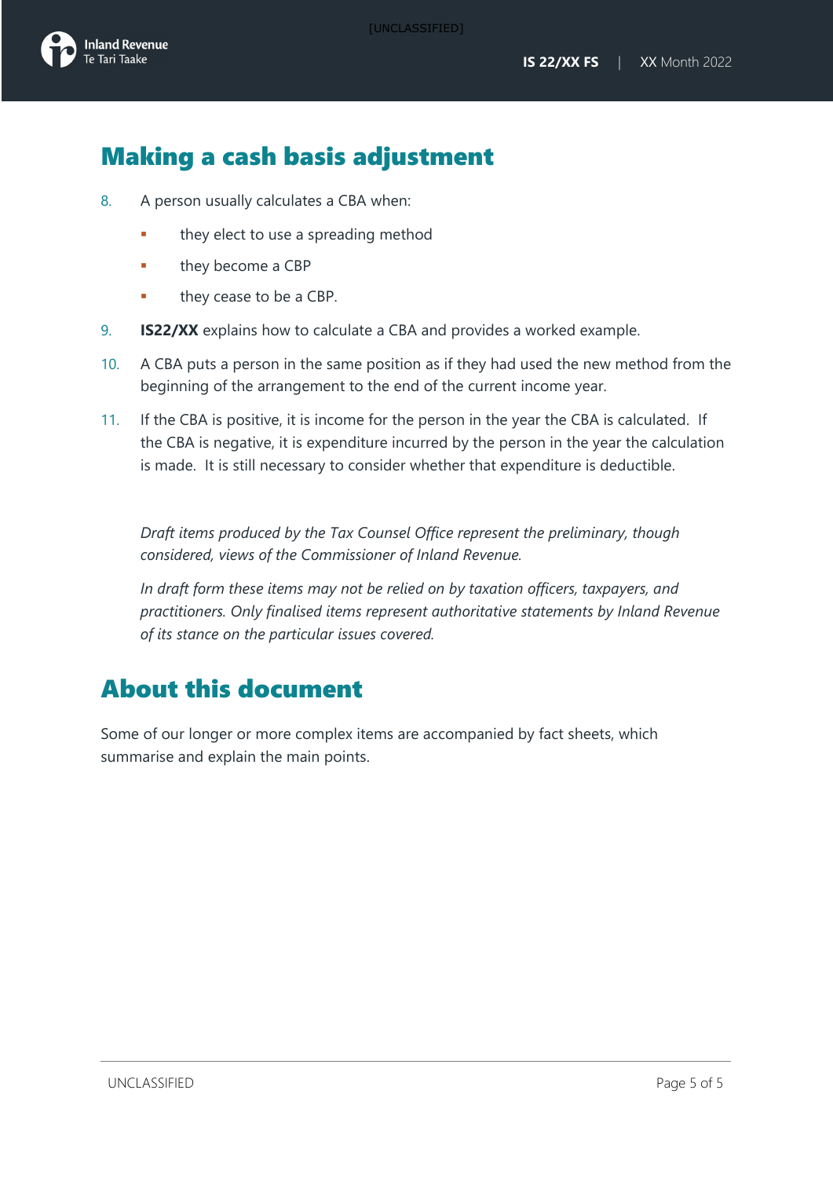## Making a cash basis adjustment

8. A person usually calculates a CBA when:
   - they elect to use a spreading method
   - they become a CBP
   - they cease to be a CBP.
9. **IS22/XX** explains how to calculate a CBA and provides a worked example.
10. A CBA puts a person in the same position as if they had used the new method from the beginning of the arrangement to the end of the current income year.
11. If the CBA is positive, it is income for the person in the year the CBA is calculated. If the CBA is negative, it is expenditure incurred by the person in the year the calculation is made. It is still necessary to consider whether that expenditure is deductible.

*Draft items produced by the Tax Counsel Office represent the preliminary, though considered, views of the Commissioner of Inland Revenue.*

*In draft form these items may not be relied on by taxation officers, taxpayers, and practitioners. Only finalised items represent authoritative statements by Inland Revenue of its stance on the particular issues covered.*

## About this document

Some of our longer or more complex items are accompanied by fact sheets, which summarise and explain the main points.